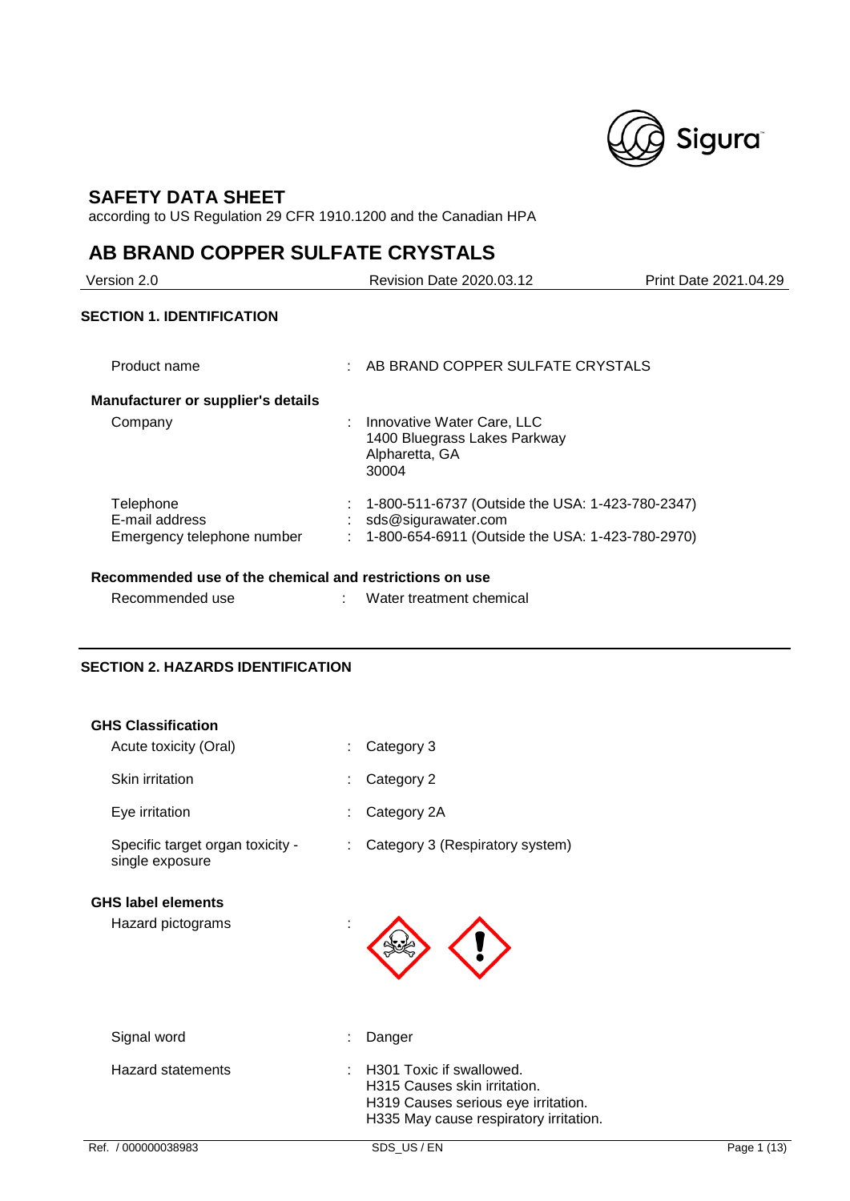# SAFETY DATA SHEET

according to US Regulation 29 CFR 1910.1200 and the Canadian HPA

# AB BRAND COPPER SULFATE CRYSTALS

| Version 2.0 | Revision Date 2020.03.12 | Print Date 2021.04.29 |
|---|---|---|

## SECTION 1. IDENTIFICATION

| | | |
|---|---|---|
| Product name | : | AB BRAND COPPER SULFATE CRYSTALS |

**Manufacturer or supplier's details**

| | | |
|---|---|---|
| Company | : | Innovative Water Care, LLC<br>1400 Bluegrass Lakes Parkway<br>Alpharetta, GA<br>30004 |
| Telephone | : | 1-800-511-6737 (Outside the USA: 1-423-780-2347) |
| E-mail address | : | sds@sigurawater.com |
| Emergency telephone number | : | 1-800-654-6911 (Outside the USA: 1-423-780-2970) |

**Recommended use of the chemical and restrictions on use**

| | | |
|---|---|---|
| Recommended use | : | Water treatment chemical |

## SECTION 2. HAZARDS IDENTIFICATION

**GHS Classification**

| | | |
|---|---|---|
| Acute toxicity (Oral) | : | Category 3 |
| Skin irritation | : | Category 2 |
| Eye irritation | : | Category 2A |
| Specific target organ toxicity - single exposure | : | Category 3 (Respiratory system) |

**GHS label elements**

| | | |
|---|---|---|
| Hazard pictograms | : | |
| Signal word | : | Danger |
| Hazard statements | : | H301 Toxic if swallowed.<br>H315 Causes skin irritation.<br>H319 Causes serious eye irritation.<br>H335 May cause respiratory irritation. |

Ref. / 000000038983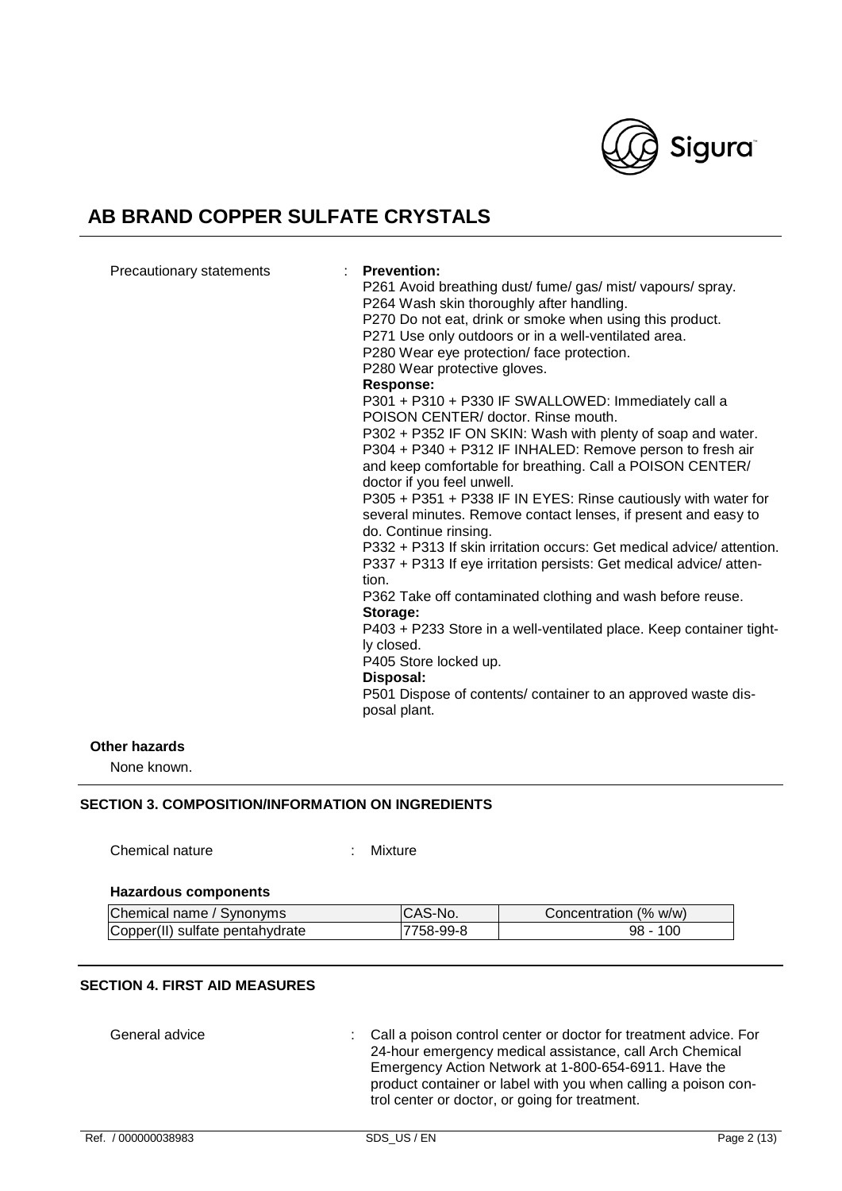# AB BRAND COPPER SULFATE CRYSTALS

Precautionary statements : **Prevention:**

P261 Avoid breathing dust/ fume/ gas/ mist/ vapours/ spray.
P264 Wash skin thoroughly after handling.
P270 Do not eat, drink or smoke when using this product.
P271 Use only outdoors or in a well-ventilated area.
P280 Wear eye protection/ face protection.
P280 Wear protective gloves.

**Response:**

P301 + P310 + P330 IF SWALLOWED: Immediately call a POISON CENTER/ doctor. Rinse mouth.
P302 + P352 IF ON SKIN: Wash with plenty of soap and water.
P304 + P340 + P312 IF INHALED: Remove person to fresh air and keep comfortable for breathing. Call a POISON CENTER/ doctor if you feel unwell.
P305 + P351 + P338 IF IN EYES: Rinse cautiously with water for several minutes. Remove contact lenses, if present and easy to do. Continue rinsing.
P332 + P313 If skin irritation occurs: Get medical advice/ attention.
P337 + P313 If eye irritation persists: Get medical advice/ attention.
P362 Take off contaminated clothing and wash before reuse.

**Storage:**

P403 + P233 Store in a well-ventilated place. Keep container tightly closed.
P405 Store locked up.

**Disposal:**

P501 Dispose of contents/ container to an approved waste disposal plant.

**Other hazards**

None known.

## SECTION 3. COMPOSITION/INFORMATION ON INGREDIENTS

Chemical nature : Mixture

**Hazardous components**

| Chemical name / Synonyms | CAS-No. | Concentration (% w/w) |
|---|---|---|
| Copper(II) sulfate pentahydrate | 7758-99-8 | 98 - 100 |

## SECTION 4. FIRST AID MEASURES

General advice : Call a poison control center or doctor for treatment advice. For 24-hour emergency medical assistance, call Arch Chemical Emergency Action Network at 1-800-654-6911. Have the product container or label with you when calling a poison control center or doctor, or going for treatment.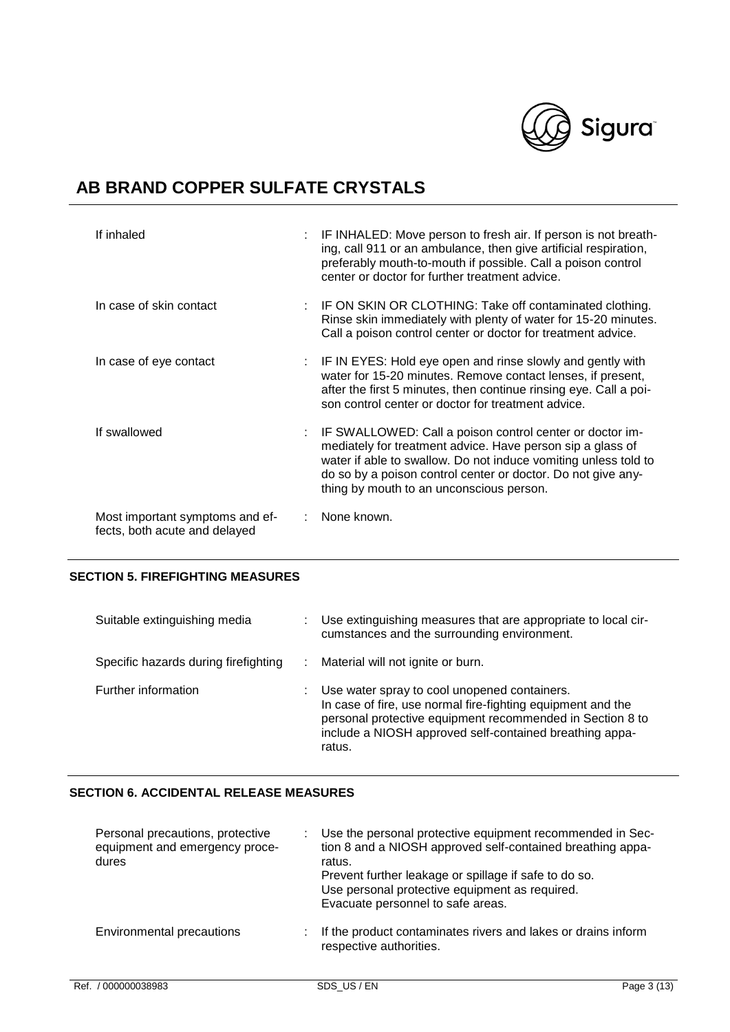# AB BRAND COPPER SULFATE CRYSTALS

| | |
|---|---|
| If inhaled | IF INHALED: Move person to fresh air. If person is not breathing, call 911 or an ambulance, then give artificial respiration, preferably mouth-to-mouth if possible. Call a poison control center or doctor for further treatment advice. |
| In case of skin contact | IF ON SKIN OR CLOTHING: Take off contaminated clothing. Rinse skin immediately with plenty of water for 15-20 minutes. Call a poison control center or doctor for treatment advice. |
| In case of eye contact | IF IN EYES: Hold eye open and rinse slowly and gently with water for 15-20 minutes. Remove contact lenses, if present, after the first 5 minutes, then continue rinsing eye. Call a poison control center or doctor for treatment advice. |
| If swallowed | IF SWALLOWED: Call a poison control center or doctor immediately for treatment advice. Have person sip a glass of water if able to swallow. Do not induce vomiting unless told to do so by a poison control center or doctor. Do not give anything by mouth to an unconscious person. |
| Most important symptoms and effects, both acute and delayed | None known. |

## SECTION 5. FIREFIGHTING MEASURES

| | |
|---|---|
| Suitable extinguishing media | Use extinguishing measures that are appropriate to local circumstances and the surrounding environment. |
| Specific hazards during firefighting | Material will not ignite or burn. |
| Further information | Use water spray to cool unopened containers.<br>In case of fire, use normal fire-fighting equipment and the personal protective equipment recommended in Section 8 to include a NIOSH approved self-contained breathing apparatus. |

## SECTION 6. ACCIDENTAL RELEASE MEASURES

| | |
|---|---|
| Personal precautions, protective equipment and emergency procedures | Use the personal protective equipment recommended in Section 8 and a NIOSH approved self-contained breathing apparatus.<br>Prevent further leakage or spillage if safe to do so.<br>Use personal protective equipment as required.<br>Evacuate personnel to safe areas. |
| Environmental precautions | If the product contaminates rivers and lakes or drains inform respective authorities. |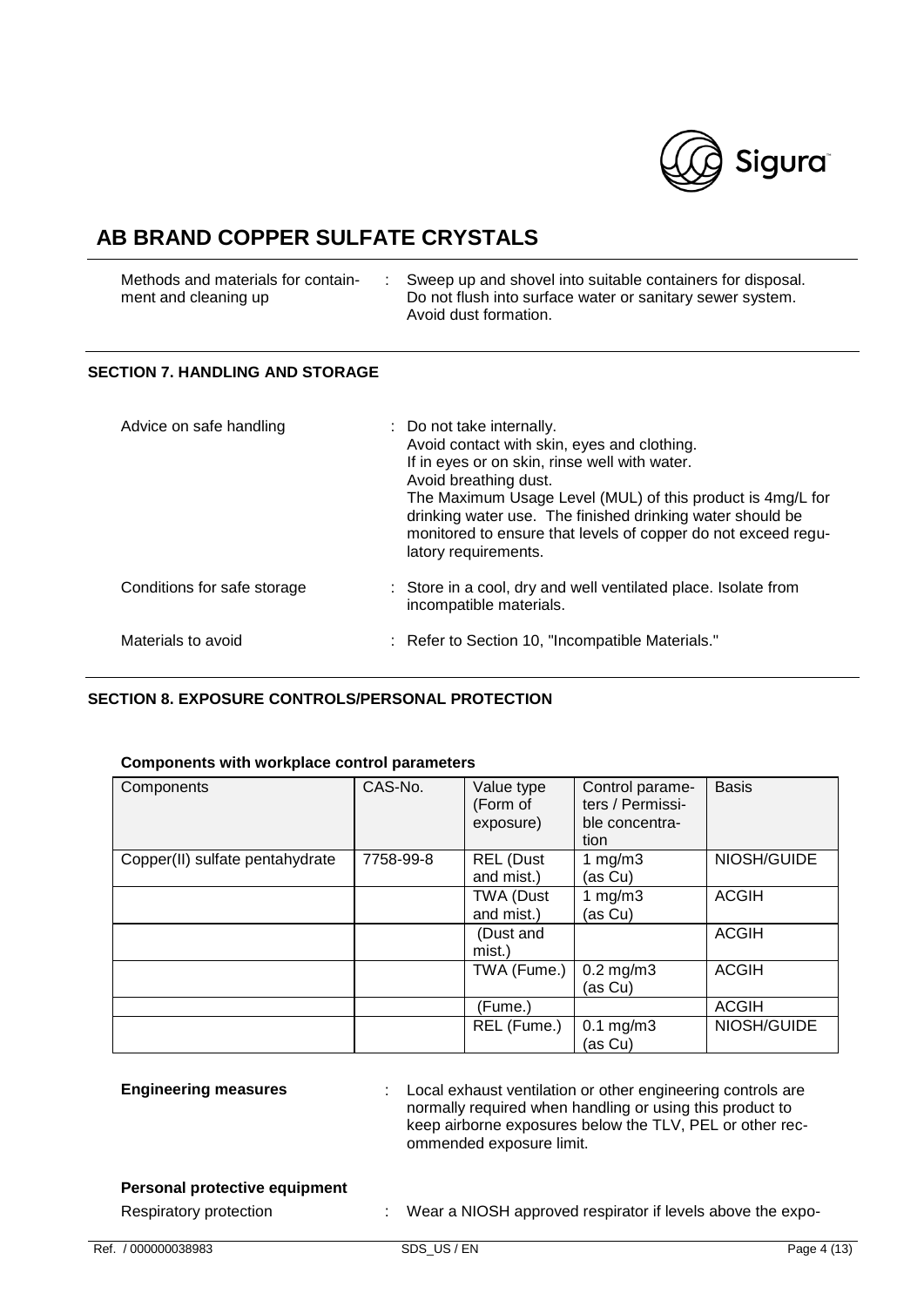# AB BRAND COPPER SULFATE CRYSTALS

Methods and materials for containment and cleaning up : Sweep up and shovel into suitable containers for disposal. Do not flush into surface water or sanitary sewer system. Avoid dust formation.

## SECTION 7. HANDLING AND STORAGE

Advice on safe handling : Do not take internally.
Avoid contact with skin, eyes and clothing.
If in eyes or on skin, rinse well with water.
Avoid breathing dust.
The Maximum Usage Level (MUL) of this product is 4mg/L for drinking water use. The finished drinking water should be monitored to ensure that levels of copper do not exceed regulatory requirements.

Conditions for safe storage : Store in a cool, dry and well ventilated place. Isolate from incompatible materials.

Materials to avoid : Refer to Section 10, "Incompatible Materials."

## SECTION 8. EXPOSURE CONTROLS/PERSONAL PROTECTION

**Components with workplace control parameters**

| Components | CAS-No. | Value type (Form of exposure) | Control parameters / Permissible concentration | Basis |
|---|---|---|---|---|
| Copper(II) sulfate pentahydrate | 7758-99-8 | REL (Dust and mist.) | 1 mg/m3 (as Cu) | NIOSH/GUIDE |
| | | TWA (Dust and mist.) | 1 mg/m3 (as Cu) | ACGIH |
| | | (Dust and mist.) | | ACGIH |
| | | TWA (Fume.) | 0.2 mg/m3 (as Cu) | ACGIH |
| | | (Fume.) | | ACGIH |
| | | REL (Fume.) | 0.1 mg/m3 (as Cu) | NIOSH/GUIDE |

**Engineering measures** : Local exhaust ventilation or other engineering controls are normally required when handling or using this product to keep airborne exposures below the TLV, PEL or other recommended exposure limit.

**Personal protective equipment**

Respiratory protection : Wear a NIOSH approved respirator if levels above the expo-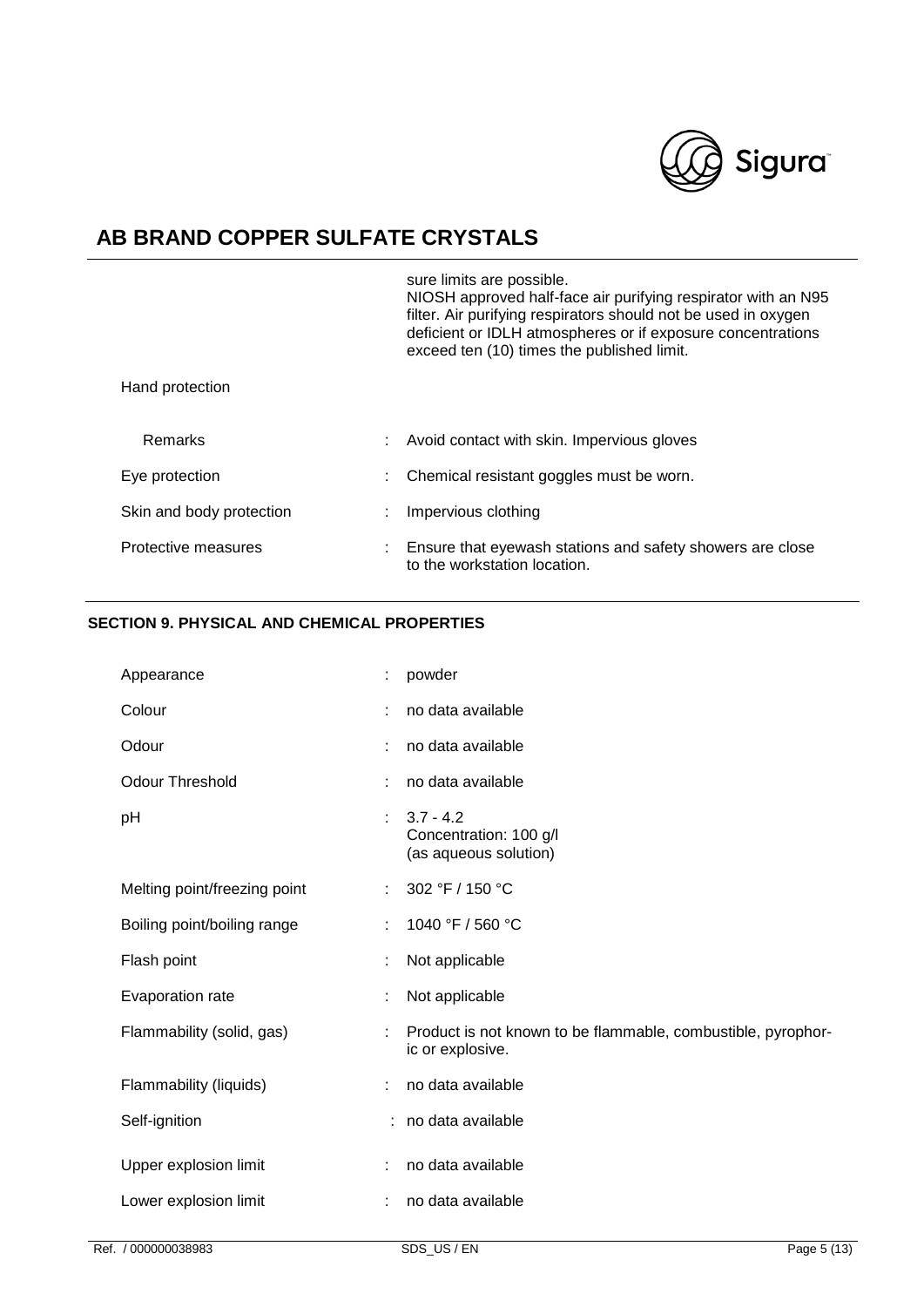# AB BRAND COPPER SULFATE CRYSTALS

| | | |
|---|---|---|
| | | sure limits are possible. NIOSH approved half-face air purifying respirator with an N95 filter. Air purifying respirators should not be used in oxygen deficient or IDLH atmospheres or if exposure concentrations exceed ten (10) times the published limit. |
| Hand protection | | |
| Remarks | : | Avoid contact with skin. Impervious gloves |
| Eye protection | : | Chemical resistant goggles must be worn. |
| Skin and body protection | : | Impervious clothing |
| Protective measures | : | Ensure that eyewash stations and safety showers are close to the workstation location. |

## SECTION 9. PHYSICAL AND CHEMICAL PROPERTIES

| | | |
|---|---|---|
| Appearance | : | powder |
| Colour | : | no data available |
| Odour | : | no data available |
| Odour Threshold | : | no data available |
| pH | : | 3.7 - 4.2<br>Concentration: 100 g/l<br>(as aqueous solution) |
| Melting point/freezing point | : | 302 °F / 150 °C |
| Boiling point/boiling range | : | 1040 °F / 560 °C |
| Flash point | : | Not applicable |
| Evaporation rate | : | Not applicable |
| Flammability (solid, gas) | : | Product is not known to be flammable, combustible, pyrophoric or explosive. |
| Flammability (liquids) | : | no data available |
| Self-ignition | : | no data available |
| Upper explosion limit | : | no data available |
| Lower explosion limit | : | no data available |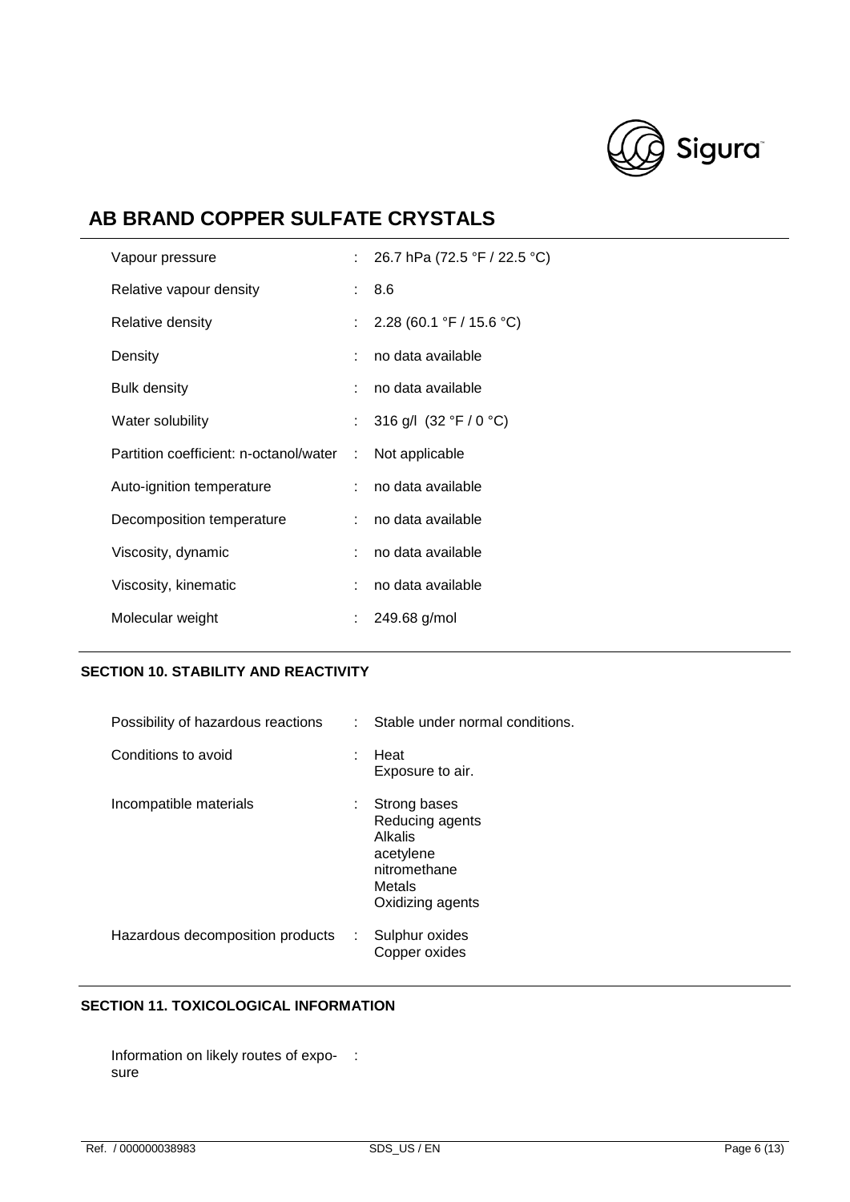| | | |
|---|---|---|
| Vapour pressure | : | 26.7 hPa (72.5 °F / 22.5 °C) |
| Relative vapour density | : | 8.6 |
| Relative density | : | 2.28 (60.1 °F / 15.6 °C) |
| Density | : | no data available |
| Bulk density | : | no data available |
| Water solubility | : | 316 g/l (32 °F / 0 °C) |
| Partition coefficient: n-octanol/water | : | Not applicable |
| Auto-ignition temperature | : | no data available |
| Decomposition temperature | : | no data available |
| Viscosity, dynamic | : | no data available |
| Viscosity, kinematic | : | no data available |
| Molecular weight | : | 249.68 g/mol |

## SECTION 10. STABILITY AND REACTIVITY

| | | |
|---|---|---|
| Possibility of hazardous reactions | : | Stable under normal conditions. |
| Conditions to avoid | : | Heat<br>Exposure to air. |
| Incompatible materials | : | Strong bases<br>Reducing agents<br>Alkalis<br>acetylene<br>nitromethane<br>Metals<br>Oxidizing agents |
| Hazardous decomposition products | : | Sulphur oxides<br>Copper oxides |

## SECTION 11. TOXICOLOGICAL INFORMATION

Information on likely routes of exposure :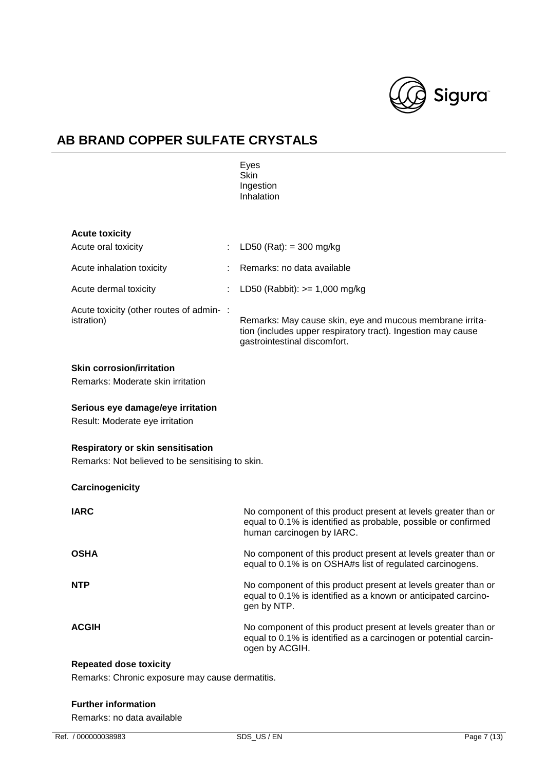Eyes
Skin
Ingestion
Inhalation

**Acute toxicity**

| | | |
|---|---|---|
| Acute oral toxicity | : | LD50 (Rat): = 300 mg/kg |
| Acute inhalation toxicity | : | Remarks: no data available |
| Acute dermal toxicity | : | LD50 (Rabbit): >= 1,000 mg/kg |
| Acute toxicity (other routes of administration) | : | Remarks: May cause skin, eye and mucous membrane irritation (includes upper respiratory tract). Ingestion may cause gastrointestinal discomfort. |

**Skin corrosion/irritation**

Remarks: Moderate skin irritation

**Serious eye damage/eye irritation**

Result: Moderate eye irritation

**Respiratory or skin sensitisation**

Remarks: Not believed to be sensitising to skin.

**Carcinogenicity**

| | |
|---|---|
| **IARC** | No component of this product present at levels greater than or equal to 0.1% is identified as probable, possible or confirmed human carcinogen by IARC. |
| **OSHA** | No component of this product present at levels greater than or equal to 0.1% is on OSHA#s list of regulated carcinogens. |
| **NTP** | No component of this product present at levels greater than or equal to 0.1% is identified as a known or anticipated carcinogen by NTP. |
| **ACGIH** | No component of this product present at levels greater than or equal to 0.1% is identified as a carcinogen or potential carcinogen by ACGIH. |

**Repeated dose toxicity**

Remarks: Chronic exposure may cause dermatitis.

**Further information**

Remarks: no data available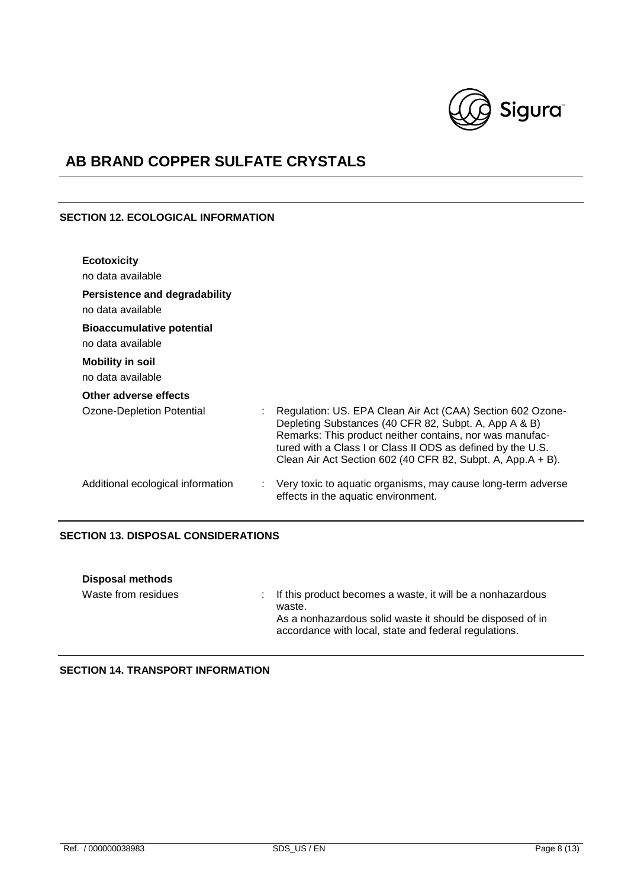# AB BRAND COPPER SULFATE CRYSTALS

## SECTION 12. ECOLOGICAL INFORMATION

**Ecotoxicity**

no data available

**Persistence and degradability**

no data available

**Bioaccumulative potential**

no data available

**Mobility in soil**

no data available

**Other adverse effects**

Ozone-Depletion Potential : Regulation: US. EPA Clean Air Act (CAA) Section 602 Ozone-Depleting Substances (40 CFR 82, Subpt. A, App A & B)
Remarks: This product neither contains, nor was manufactured with a Class I or Class II ODS as defined by the U.S. Clean Air Act Section 602 (40 CFR 82, Subpt. A, App.A + B).

Additional ecological information : Very toxic to aquatic organisms, may cause long-term adverse effects in the aquatic environment.

## SECTION 13. DISPOSAL CONSIDERATIONS

**Disposal methods**

Waste from residues : If this product becomes a waste, it will be a nonhazardous waste.
As a nonhazardous solid waste it should be disposed of in accordance with local, state and federal regulations.

## SECTION 14. TRANSPORT INFORMATION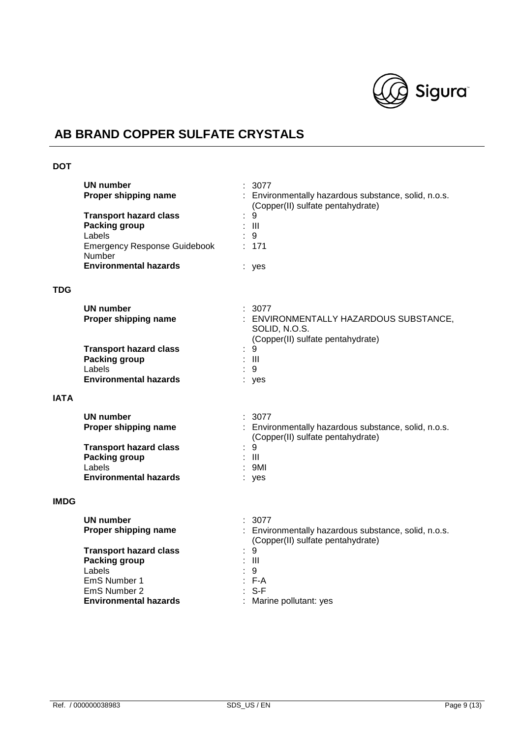# AB BRAND COPPER SULFATE CRYSTALS

**DOT**

| | | |
|---|---|---|
| **UN number** | : | 3077 |
| **Proper shipping name** | : | Environmentally hazardous substance, solid, n.o.s. (Copper(II) sulfate pentahydrate) |
| **Transport hazard class** | : | 9 |
| **Packing group** | : | III |
| Labels | : | 9 |
| Emergency Response Guidebook Number | : | 171 |
| **Environmental hazards** | : | yes |

**TDG**

| | | |
|---|---|---|
| **UN number** | : | 3077 |
| **Proper shipping name** | : | ENVIRONMENTALLY HAZARDOUS SUBSTANCE, SOLID, N.O.S. (Copper(II) sulfate pentahydrate) |
| **Transport hazard class** | : | 9 |
| **Packing group** | : | III |
| Labels | : | 9 |
| **Environmental hazards** | : | yes |

**IATA**

| | | |
|---|---|---|
| **UN number** | : | 3077 |
| **Proper shipping name** | : | Environmentally hazardous substance, solid, n.o.s. (Copper(II) sulfate pentahydrate) |
| **Transport hazard class** | : | 9 |
| **Packing group** | : | III |
| Labels | : | 9MI |
| **Environmental hazards** | : | yes |

**IMDG**

| | | |
|---|---|---|
| **UN number** | : | 3077 |
| **Proper shipping name** | : | Environmentally hazardous substance, solid, n.o.s. (Copper(II) sulfate pentahydrate) |
| **Transport hazard class** | : | 9 |
| **Packing group** | : | III |
| Labels | : | 9 |
| EmS Number 1 | : | F-A |
| EmS Number 2 | : | S-F |
| **Environmental hazards** | : | Marine pollutant: yes |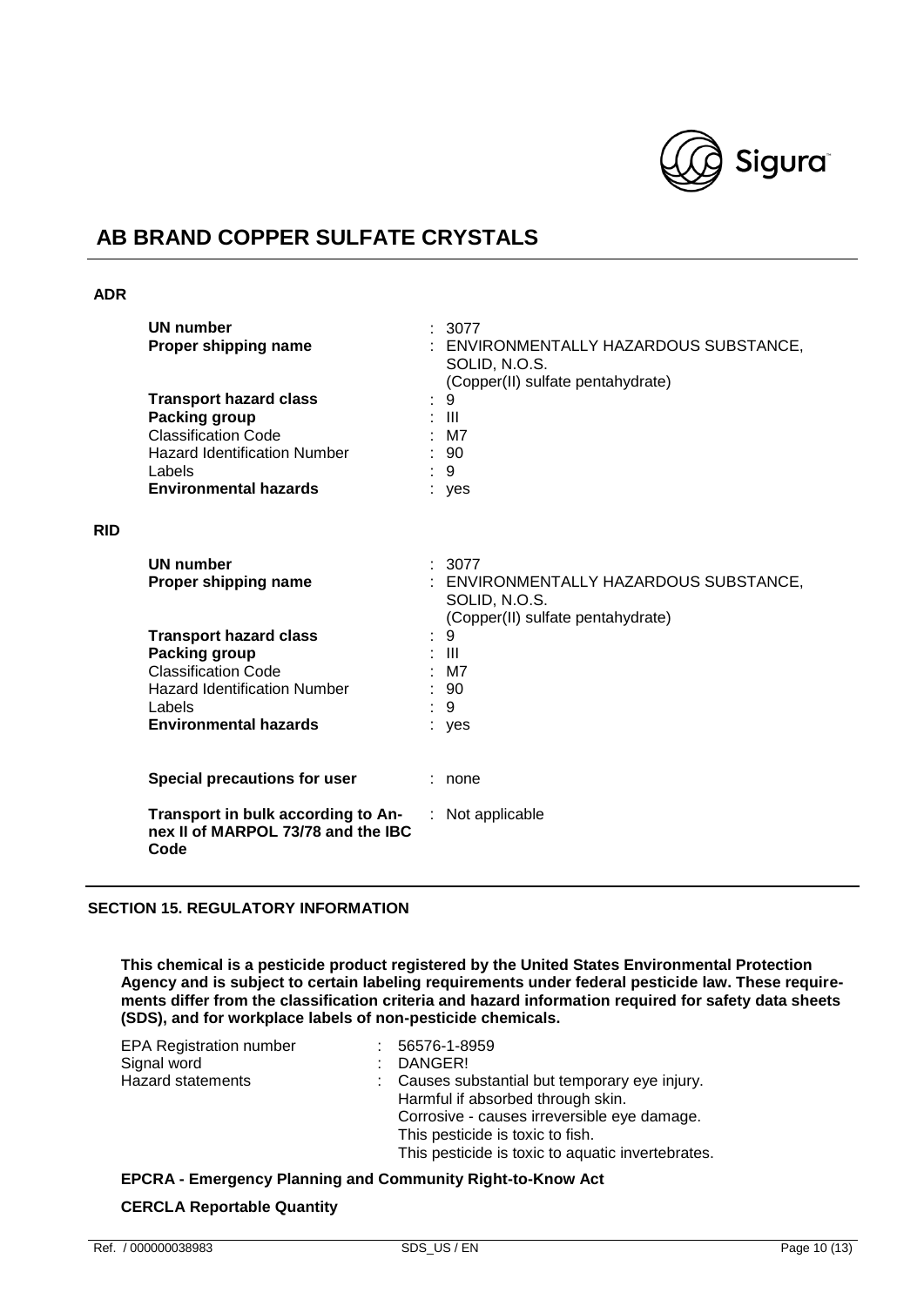**ADR**

| | |
|---|---|
| **UN number** | : 3077 |
| **Proper shipping name** | : ENVIRONMENTALLY HAZARDOUS SUBSTANCE, SOLID, N.O.S. (Copper(II) sulfate pentahydrate) |
| **Transport hazard class** | : 9 |
| **Packing group** | : III |
| Classification Code | : M7 |
| Hazard Identification Number | : 90 |
| Labels | : 9 |
| **Environmental hazards** | : yes |

**RID**

| | |
|---|---|
| **UN number** | : 3077 |
| **Proper shipping name** | : ENVIRONMENTALLY HAZARDOUS SUBSTANCE, SOLID, N.O.S. (Copper(II) sulfate pentahydrate) |
| **Transport hazard class** | : 9 |
| **Packing group** | : III |
| Classification Code | : M7 |
| Hazard Identification Number | : 90 |
| Labels | : 9 |
| **Environmental hazards** | : yes |

| | |
|---|---|
| **Special precautions for user** | : none |
| **Transport in bulk according to Annex II of MARPOL 73/78 and the IBC Code** | : Not applicable |

## SECTION 15. REGULATORY INFORMATION

**This chemical is a pesticide product registered by the United States Environmental Protection Agency and is subject to certain labeling requirements under federal pesticide law. These requirements differ from the classification criteria and hazard information required for safety data sheets (SDS), and for workplace labels of non-pesticide chemicals.**

| | |
|---|---|
| EPA Registration number | : 56576-1-8959 |
| Signal word | : DANGER! |
| Hazard statements | : Causes substantial but temporary eye injury.<br>Harmful if absorbed through skin.<br>Corrosive - causes irreversible eye damage.<br>This pesticide is toxic to fish.<br>This pesticide is toxic to aquatic invertebrates. |

**EPCRA - Emergency Planning and Community Right-to-Know Act**

**CERCLA Reportable Quantity**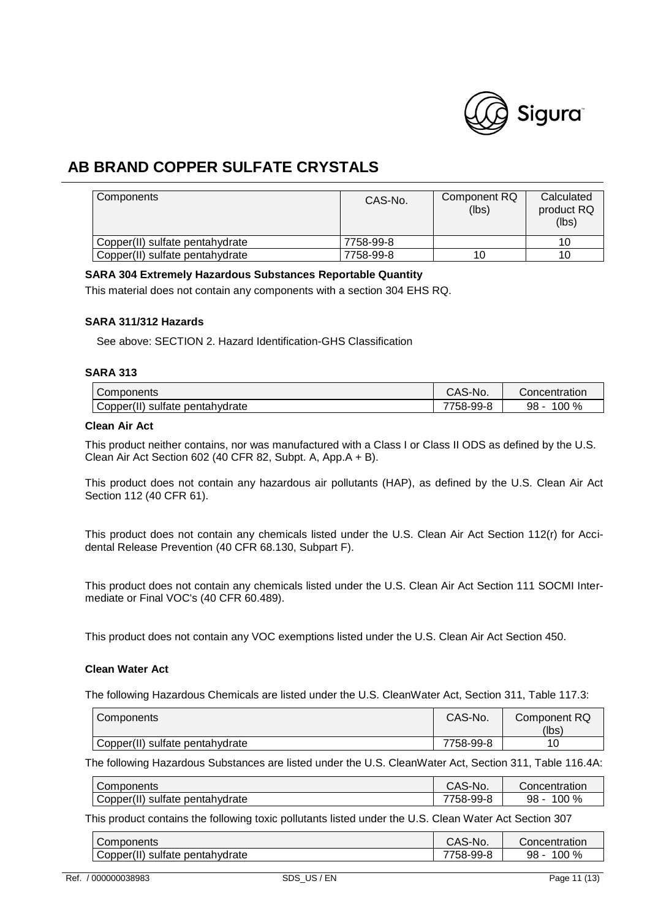# AB BRAND COPPER SULFATE CRYSTALS

| Components | CAS-No. | Component RQ (lbs) | Calculated product RQ (lbs) |
|---|---|---|---|
| Copper(II) sulfate pentahydrate | 7758-99-8 | | 10 |
| Copper(II) sulfate pentahydrate | 7758-99-8 | 10 | 10 |

**SARA 304 Extremely Hazardous Substances Reportable Quantity**

This material does not contain any components with a section 304 EHS RQ.

**SARA 311/312 Hazards**

See above: SECTION 2. Hazard Identification-GHS Classification

**SARA 313**

| Components | CAS-No. | Concentration |
|---|---|---|
| Copper(II) sulfate pentahydrate | 7758-99-8 | 98 - 100 % |

**Clean Air Act**

This product neither contains, nor was manufactured with a Class I or Class II ODS as defined by the U.S. Clean Air Act Section 602 (40 CFR 82, Subpt. A, App.A + B).

This product does not contain any hazardous air pollutants (HAP), as defined by the U.S. Clean Air Act Section 112 (40 CFR 61).

This product does not contain any chemicals listed under the U.S. Clean Air Act Section 112(r) for Accidental Release Prevention (40 CFR 68.130, Subpart F).

This product does not contain any chemicals listed under the U.S. Clean Air Act Section 111 SOCMI Intermediate or Final VOC's (40 CFR 60.489).

This product does not contain any VOC exemptions listed under the U.S. Clean Air Act Section 450.

**Clean Water Act**

The following Hazardous Chemicals are listed under the U.S. CleanWater Act, Section 311, Table 117.3:

| Components | CAS-No. | Component RQ (lbs) |
|---|---|---|
| Copper(II) sulfate pentahydrate | 7758-99-8 | 10 |

The following Hazardous Substances are listed under the U.S. CleanWater Act, Section 311, Table 116.4A:

| Components | CAS-No. | Concentration |
|---|---|---|
| Copper(II) sulfate pentahydrate | 7758-99-8 | 98 - 100 % |

This product contains the following toxic pollutants listed under the U.S. Clean Water Act Section 307

| Components | CAS-No. | Concentration |
|---|---|---|
| Copper(II) sulfate pentahydrate | 7758-99-8 | 98 - 100 % |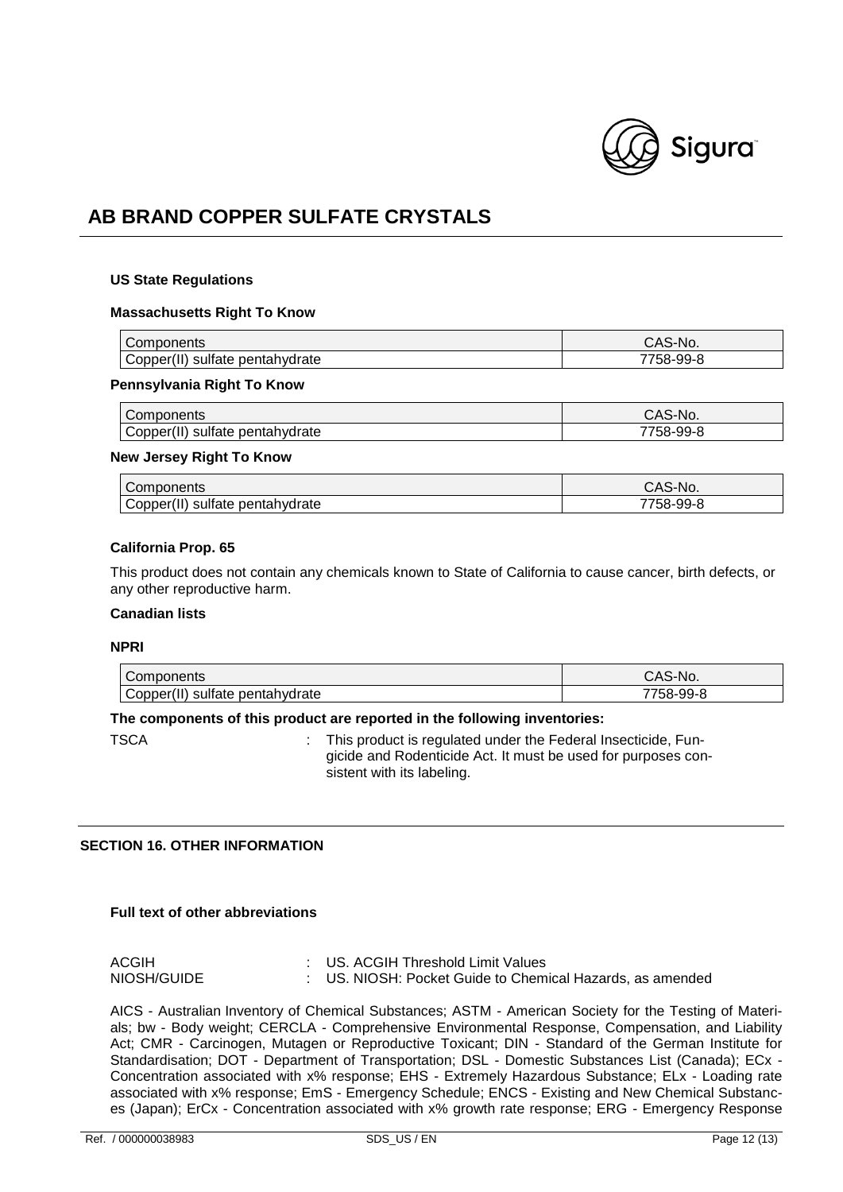# AB BRAND COPPER SULFATE CRYSTALS

### US State Regulations

#### Massachusetts Right To Know

| Components | CAS-No. |
|---|---|
| Copper(II) sulfate pentahydrate | 7758-99-8 |

#### Pennsylvania Right To Know

| Components | CAS-No. |
|---|---|
| Copper(II) sulfate pentahydrate | 7758-99-8 |

#### New Jersey Right To Know

| Components | CAS-No. |
|---|---|
| Copper(II) sulfate pentahydrate | 7758-99-8 |

#### California Prop. 65

This product does not contain any chemicals known to State of California to cause cancer, birth defects, or any other reproductive harm.

#### Canadian lists

#### NPRI

| Components | CAS-No. |
|---|---|
| Copper(II) sulfate pentahydrate | 7758-99-8 |

**The components of this product are reported in the following inventories:**

TSCA : This product is regulated under the Federal Insecticide, Fungicide and Rodenticide Act. It must be used for purposes consistent with its labeling.

## SECTION 16. OTHER INFORMATION

#### Full text of other abbreviations

ACGIH : US. ACGIH Threshold Limit Values
NIOSH/GUIDE : US. NIOSH: Pocket Guide to Chemical Hazards, as amended

AICS - Australian Inventory of Chemical Substances; ASTM - American Society for the Testing of Materials; bw - Body weight; CERCLA - Comprehensive Environmental Response, Compensation, and Liability Act; CMR - Carcinogen, Mutagen or Reproductive Toxicant; DIN - Standard of the German Institute for Standardisation; DOT - Department of Transportation; DSL - Domestic Substances List (Canada); ECx - Concentration associated with x% response; EHS - Extremely Hazardous Substance; ELx - Loading rate associated with x% response; EmS - Emergency Schedule; ENCS - Existing and New Chemical Substances (Japan); ErCx - Concentration associated with x% growth rate response; ERG - Emergency Response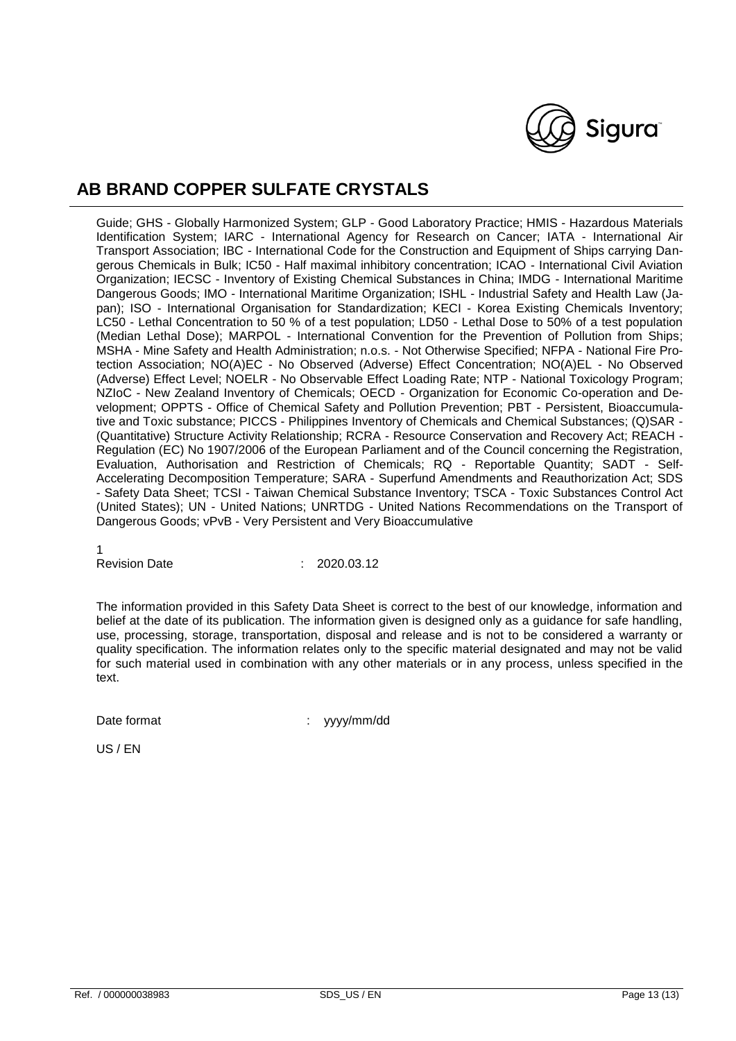Guide; GHS - Globally Harmonized System; GLP - Good Laboratory Practice; HMIS - Hazardous Materials Identification System; IARC - International Agency for Research on Cancer; IATA - International Air Transport Association; IBC - International Code for the Construction and Equipment of Ships carrying Dangerous Chemicals in Bulk; IC50 - Half maximal inhibitory concentration; ICAO - International Civil Aviation Organization; IECSC - Inventory of Existing Chemical Substances in China; IMDG - International Maritime Dangerous Goods; IMO - International Maritime Organization; ISHL - Industrial Safety and Health Law (Japan); ISO - International Organisation for Standardization; KECI - Korea Existing Chemicals Inventory; LC50 - Lethal Concentration to 50 % of a test population; LD50 - Lethal Dose to 50% of a test population (Median Lethal Dose); MARPOL - International Convention for the Prevention of Pollution from Ships; MSHA - Mine Safety and Health Administration; n.o.s. - Not Otherwise Specified; NFPA - National Fire Protection Association; NO(A)EC - No Observed (Adverse) Effect Concentration; NO(A)EL - No Observed (Adverse) Effect Level; NOELR - No Observable Effect Loading Rate; NTP - National Toxicology Program; NZIoC - New Zealand Inventory of Chemicals; OECD - Organization for Economic Co-operation and Development; OPPTS - Office of Chemical Safety and Pollution Prevention; PBT - Persistent, Bioaccumulative and Toxic substance; PICCS - Philippines Inventory of Chemicals and Chemical Substances; (Q)SAR - (Quantitative) Structure Activity Relationship; RCRA - Resource Conservation and Recovery Act; REACH - Regulation (EC) No 1907/2006 of the European Parliament and of the Council concerning the Registration, Evaluation, Authorisation and Restriction of Chemicals; RQ - Reportable Quantity; SADT - Self-Accelerating Decomposition Temperature; SARA - Superfund Amendments and Reauthorization Act; SDS - Safety Data Sheet; TCSI - Taiwan Chemical Substance Inventory; TSCA - Toxic Substances Control Act (United States); UN - United Nations; UNRTDG - United Nations Recommendations on the Transport of Dangerous Goods; vPvB - Very Persistent and Very Bioaccumulative

1

Revision Date : 2020.03.12

The information provided in this Safety Data Sheet is correct to the best of our knowledge, information and belief at the date of its publication. The information given is designed only as a guidance for safe handling, use, processing, storage, transportation, disposal and release and is not to be considered a warranty or quality specification. The information relates only to the specific material designated and may not be valid for such material used in combination with any other materials or in any process, unless specified in the text.

Date format : yyyy/mm/dd

US / EN